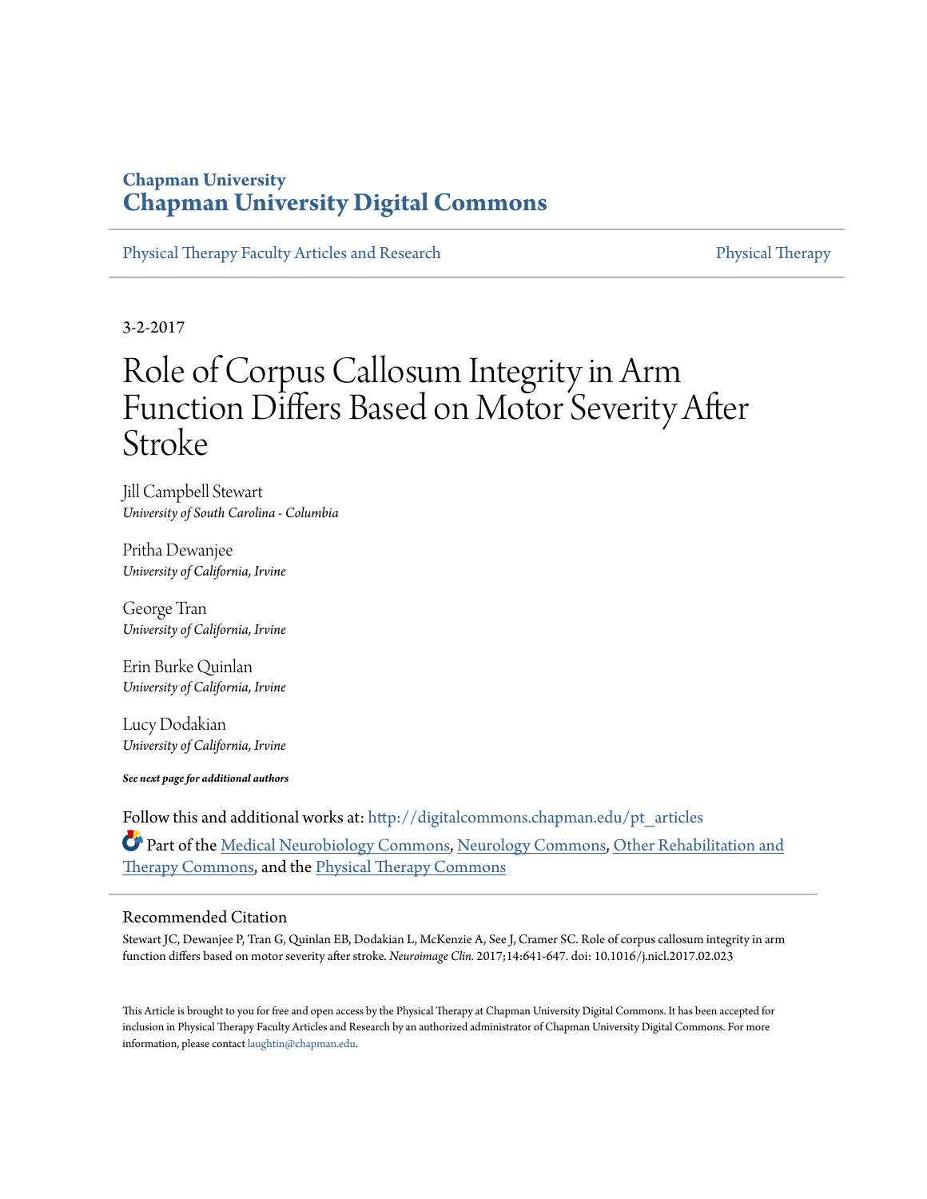**Chapman University**
**Chapman University Digital Commons**

Physical Therapy Faculty Articles and Research | Physical Therapy

3-2-2017

# Role of Corpus Callosum Integrity in Arm Function Differs Based on Motor Severity After Stroke

Jill Campbell Stewart
*University of South Carolina - Columbia*

Pritha Dewanjee
*University of California, Irvine*

George Tran
*University of California, Irvine*

Erin Burke Quinlan
*University of California, Irvine*

Lucy Dodakian
*University of California, Irvine*

***See next page for additional authors***

Follow this and additional works at: http://digitalcommons.chapman.edu/pt_articles

Part of the Medical Neurobiology Commons, Neurology Commons, Other Rehabilitation and Therapy Commons, and the Physical Therapy Commons

## Recommended Citation

Stewart JC, Dewanjee P, Tran G, Quinlan EB, Dodakian L, McKenzie A, See J, Cramer SC. Role of corpus callosum integrity in arm function differs based on motor severity after stroke. *Neuroimage Clin.* 2017;14:641-647. doi: 10.1016/j.nicl.2017.02.023

This Article is brought to you for free and open access by the Physical Therapy at Chapman University Digital Commons. It has been accepted for inclusion in Physical Therapy Faculty Articles and Research by an authorized administrator of Chapman University Digital Commons. For more information, please contact laughtin@chapman.edu.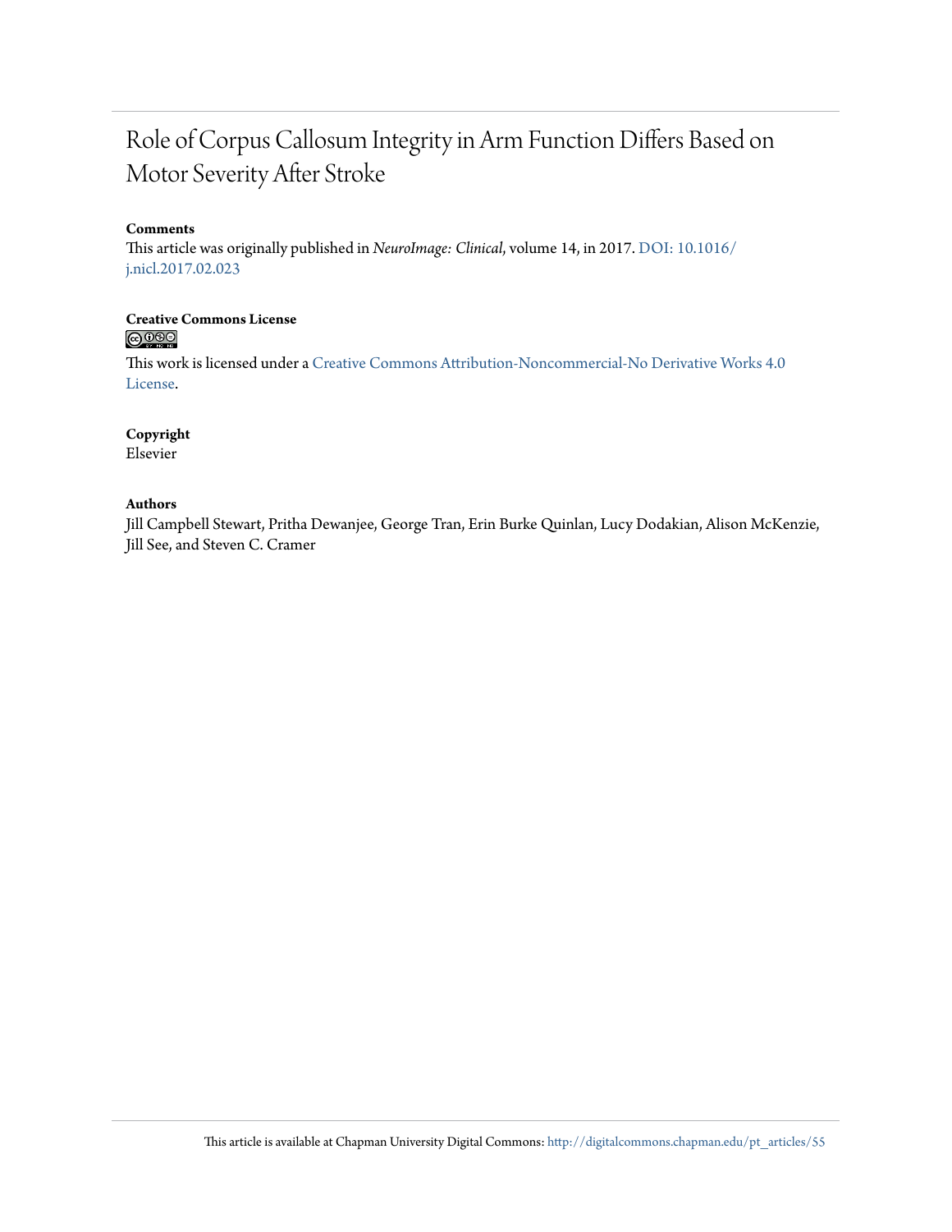# Role of Corpus Callosum Integrity in Arm Function Differs Based on Motor Severity After Stroke

### Comments

This article was originally published in *NeuroImage: Clinical*, volume 14, in 2017. DOI: 10.1016/j.nicl.2017.02.023

### Creative Commons License

This work is licensed under a Creative Commons Attribution-Noncommercial-No Derivative Works 4.0 License.

### Copyright

Elsevier

### Authors

Jill Campbell Stewart, Pritha Dewanjee, George Tran, Erin Burke Quinlan, Lucy Dodakian, Alison McKenzie, Jill See, and Steven C. Cramer

This article is available at Chapman University Digital Commons: http://digitalcommons.chapman.edu/pt_articles/55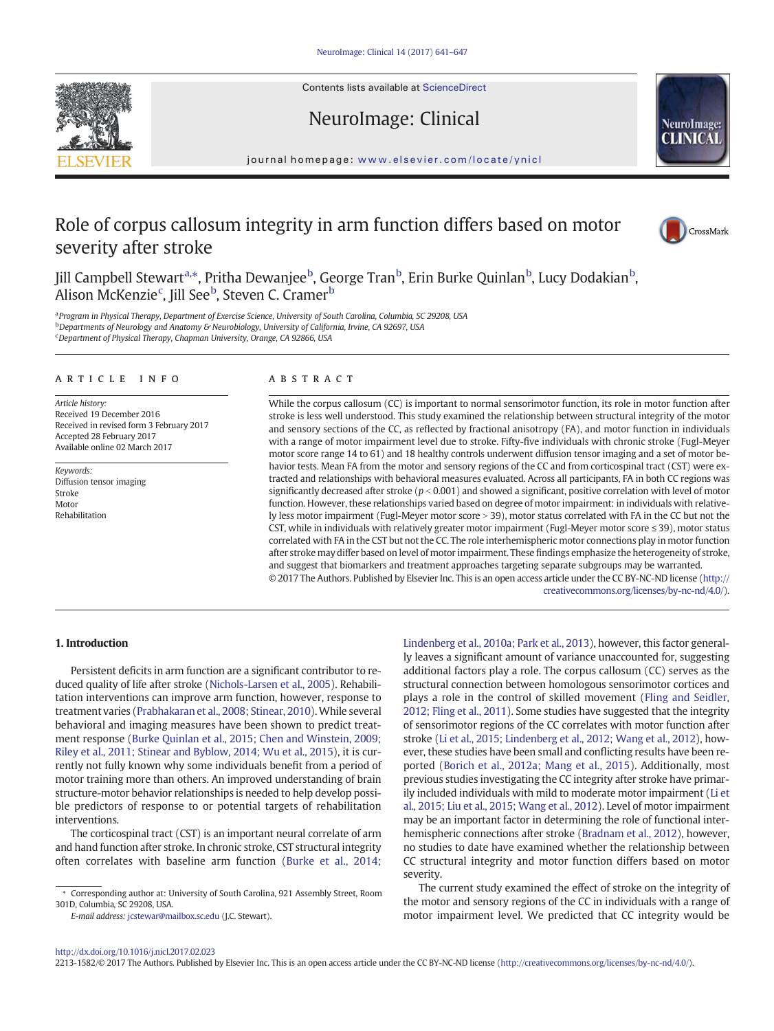Contents lists available at ScienceDirect

# NeuroImage: Clinical

journal homepage: www.elsevier.com/locate/ynicl

# Role of corpus callosum integrity in arm function differs based on motor severity after stroke

Jill Campbell Stewart[a,*], Pritha Dewanjee[b], George Tran[b], Erin Burke Quinlan[b], Lucy Dodakian[b], Alison McKenzie[c], Jill See[b], Steven C. Cramer[b]

[a] Program in Physical Therapy, Department of Exercise Science, University of South Carolina, Columbia, SC 29208, USA
[b] Departments of Neurology and Anatomy & Neurobiology, University of California, Irvine, CA 92697, USA
[c] Department of Physical Therapy, Chapman University, Orange, CA 92866, USA

## ARTICLE INFO

*Article history:*
Received 19 December 2016
Received in revised form 3 February 2017
Accepted 28 February 2017
Available online 02 March 2017

*Keywords:*
Diffusion tensor imaging
Stroke
Motor
Rehabilitation

## ABSTRACT

While the corpus callosum (CC) is important to normal sensorimotor function, its role in motor function after stroke is less well understood. This study examined the relationship between structural integrity of the motor and sensory sections of the CC, as reflected by fractional anisotropy (FA), and motor function in individuals with a range of motor impairment level due to stroke. Fifty-five individuals with chronic stroke (Fugl-Meyer motor score range 14 to 61) and 18 healthy controls underwent diffusion tensor imaging and a set of motor behavior tests. Mean FA from the motor and sensory regions of the CC and from corticospinal tract (CST) were extracted and relationships with behavioral measures evaluated. Across all participants, FA in both CC regions was significantly decreased after stroke ($p < 0.001$) and showed a significant, positive correlation with level of motor function. However, these relationships varied based on degree of motor impairment: in individuals with relatively less motor impairment (Fugl-Meyer motor score > 39), motor status correlated with FA in the CC but not the CST, while in individuals with relatively greater motor impairment (Fugl-Meyer motor score ≤ 39), motor status correlated with FA in the CST but not the CC. The role interhemispheric motor connections play in motor function after stroke may differ based on level of motor impairment. These findings emphasize the heterogeneity of stroke, and suggest that biomarkers and treatment approaches targeting separate subgroups may be warranted.

© 2017 The Authors. Published by Elsevier Inc. This is an open access article under the CC BY-NC-ND license (http://creativecommons.org/licenses/by-nc-nd/4.0/).

## 1. Introduction

Persistent deficits in arm function are a significant contributor to reduced quality of life after stroke (Nichols-Larsen et al., 2005). Rehabilitation interventions can improve arm function, however, response to treatment varies (Prabhakaran et al., 2008; Stinear, 2010). While several behavioral and imaging measures have been shown to predict treatment response (Burke Quinlan et al., 2015; Chen and Winstein, 2009; Riley et al., 2011; Stinear and Byblow, 2014; Wu et al., 2015), it is currently not fully known why some individuals benefit from a period of motor training more than others. An improved understanding of brain structure-motor behavior relationships is needed to help develop possible predictors of response to or potential targets of rehabilitation interventions.

The corticospinal tract (CST) is an important neural correlate of arm and hand function after stroke. In chronic stroke, CST structural integrity often correlates with baseline arm function (Burke et al., 2014; Lindenberg et al., 2010a; Park et al., 2013), however, this factor generally leaves a significant amount of variance unaccounted for, suggesting additional factors play a role. The corpus callosum (CC) serves as the structural connection between homologous sensorimotor cortices and plays a role in the control of skilled movement (Fling and Seidler, 2012; Fling et al., 2011). Some studies have suggested that the integrity of sensorimotor regions of the CC correlates with motor function after stroke (Li et al., 2015; Lindenberg et al., 2012; Wang et al., 2012), however, these studies have been small and conflicting results have been reported (Borich et al., 2012a; Mang et al., 2015). Additionally, most previous studies investigating the CC integrity after stroke have primarily included individuals with mild to moderate motor impairment (Li et al., 2015; Liu et al., 2015; Wang et al., 2012). Level of motor impairment may be an important factor in determining the role of functional interhemispheric connections after stroke (Bradnam et al., 2012), however, no studies to date have examined whether the relationship between CC structural integrity and motor function differs based on motor severity.

The current study examined the effect of stroke on the integrity of the motor and sensory regions of the CC in individuals with a range of motor impairment level. We predicted that CC integrity would be

\* Corresponding author at: University of South Carolina, 921 Assembly Street, Room 301D, Columbia, SC 29208, USA.
*E-mail address:* jcstewar@mailbox.sc.edu (J.C. Stewart).

http://dx.doi.org/10.1016/j.nicl.2017.02.023
2213-1582/© 2017 The Authors. Published by Elsevier Inc. This is an open access article under the CC BY-NC-ND license (http://creativecommons.org/licenses/by-nc-nd/4.0/).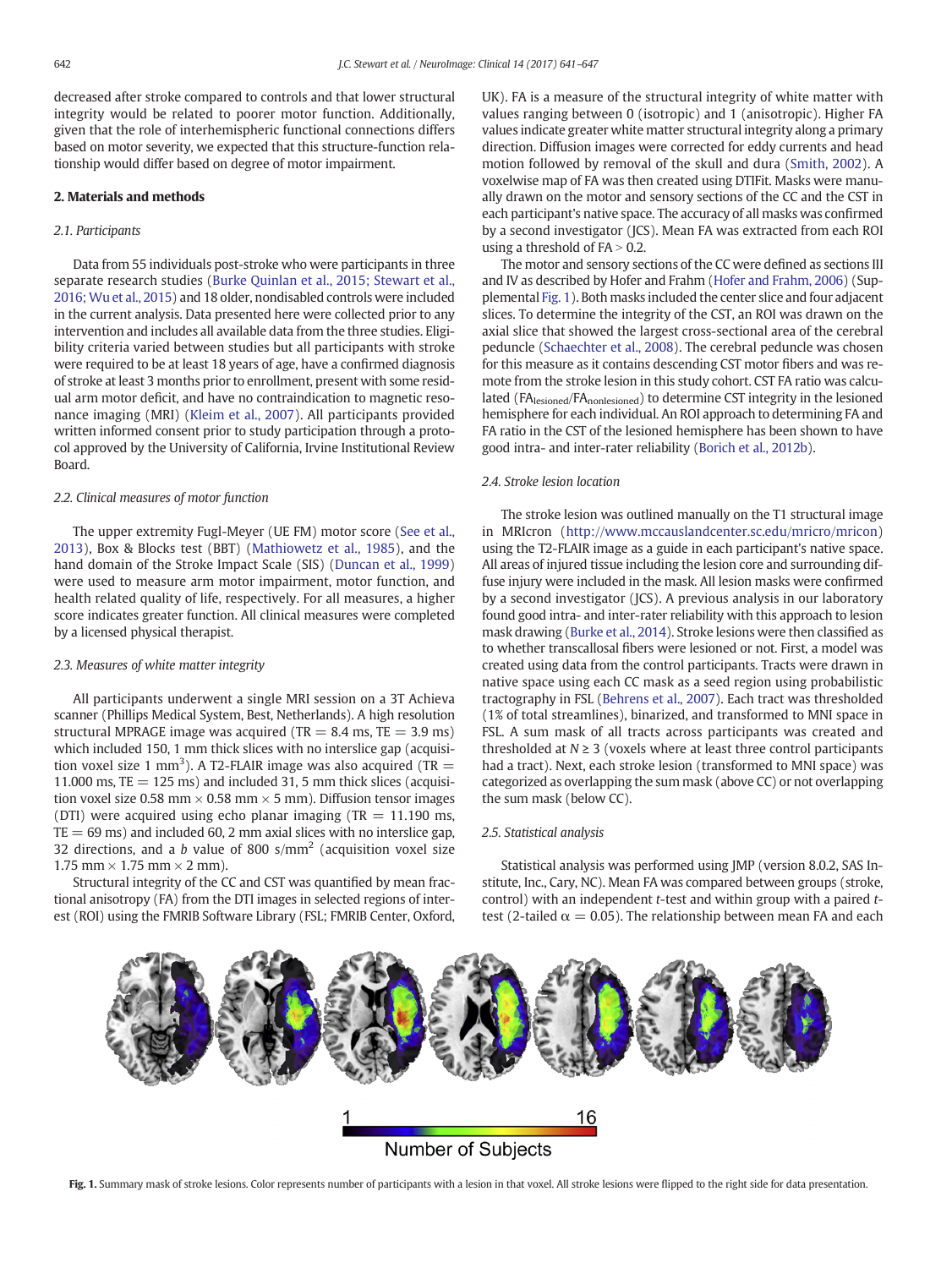decreased after stroke compared to controls and that lower structural integrity would be related to poorer motor function. Additionally, given that the role of interhemispheric functional connections differs based on motor severity, we expected that this structure-function relationship would differ based on degree of motor impairment.

## 2. Materials and methods

### 2.1. Participants

Data from 55 individuals post-stroke who were participants in three separate research studies (Burke Quinlan et al., 2015; Stewart et al., 2016; Wu et al., 2015) and 18 older, nondisabled controls were included in the current analysis. Data presented here were collected prior to any intervention and includes all available data from the three studies. Eligibility criteria varied between studies but all participants with stroke were required to be at least 18 years of age, have a confirmed diagnosis of stroke at least 3 months prior to enrollment, present with some residual arm motor deficit, and have no contraindication to magnetic resonance imaging (MRI) (Kleim et al., 2007). All participants provided written informed consent prior to study participation through a protocol approved by the University of California, Irvine Institutional Review Board.

### 2.2. Clinical measures of motor function

The upper extremity Fugl-Meyer (UE FM) motor score (See et al., 2013), Box & Blocks test (BBT) (Mathiowetz et al., 1985), and the hand domain of the Stroke Impact Scale (SIS) (Duncan et al., 1999) were used to measure arm motor impairment, motor function, and health related quality of life, respectively. For all measures, a higher score indicates greater function. All clinical measures were completed by a licensed physical therapist.

### 2.3. Measures of white matter integrity

All participants underwent a single MRI session on a 3T Achieva scanner (Phillips Medical System, Best, Netherlands). A high resolution structural MPRAGE image was acquired (TR = 8.4 ms, TE = 3.9 ms) which included 150, 1 mm thick slices with no interslice gap (acquisition voxel size 1 mm$^3$). A T2-FLAIR image was also acquired (TR = 11.000 ms, TE = 125 ms) and included 31, 5 mm thick slices (acquisition voxel size 0.58 mm × 0.58 mm × 5 mm). Diffusion tensor images (DTI) were acquired using echo planar imaging (TR = 11.190 ms, TE = 69 ms) and included 60, 2 mm axial slices with no interslice gap, 32 directions, and a *b* value of 800 s/mm$^2$ (acquisition voxel size 1.75 mm × 1.75 mm × 2 mm).

Structural integrity of the CC and CST was quantified by mean fractional anisotropy (FA) from the DTI images in selected regions of interest (ROI) using the FMRIB Software Library (FSL; FMRIB Center, Oxford, UK). FA is a measure of the structural integrity of white matter with values ranging between 0 (isotropic) and 1 (anisotropic). Higher FA values indicate greater white matter structural integrity along a primary direction. Diffusion images were corrected for eddy currents and head motion followed by removal of the skull and dura (Smith, 2002). A voxelwise map of FA was then created using DTIFit. Masks were manually drawn on the motor and sensory sections of the CC and the CST in each participant's native space. The accuracy of all masks was confirmed by a second investigator (JCS). Mean FA was extracted from each ROI using a threshold of FA > 0.2.

The motor and sensory sections of the CC were defined as sections III and IV as described by Hofer and Frahm (Hofer and Frahm, 2006) (Supplemental Fig. 1). Both masks included the center slice and four adjacent slices. To determine the integrity of the CST, an ROI was drawn on the axial slice that showed the largest cross-sectional area of the cerebral peduncle (Schaechter et al., 2008). The cerebral peduncle was chosen for this measure as it contains descending CST motor fibers and was remote from the stroke lesion in this study cohort. CST FA ratio was calculated ($FA_{lesioned}/FA_{nonlesioned}$) to determine CST integrity in the lesioned hemisphere for each individual. An ROI approach to determining FA and FA ratio in the CST of the lesioned hemisphere has been shown to have good intra- and inter-rater reliability (Borich et al., 2012b).

### 2.4. Stroke lesion location

The stroke lesion was outlined manually on the T1 structural image in MRIcron (http://www.mccauslandcenter.sc.edu/mricro/mricon) using the T2-FLAIR image as a guide in each participant's native space. All areas of injured tissue including the lesion core and surrounding diffuse injury were included in the mask. All lesion masks were confirmed by a second investigator (JCS). A previous analysis in our laboratory found good intra- and inter-rater reliability with this approach to lesion mask drawing (Burke et al., 2014). Stroke lesions were then classified as to whether transcallosal fibers were lesioned or not. First, a model was created using data from the control participants. Tracts were drawn in native space using each CC mask as a seed region using probabilistic tractography in FSL (Behrens et al., 2007). Each tract was thresholded (1% of total streamlines), binarized, and transformed to MNI space in FSL. A sum mask of all tracts across participants was created and thresholded at $N \geq 3$ (voxels where at least three control participants had a tract). Next, each stroke lesion (transformed to MNI space) was categorized as overlapping the sum mask (above CC) or not overlapping the sum mask (below CC).

### 2.5. Statistical analysis

Statistical analysis was performed using JMP (version 8.0.2, SAS Institute, Inc., Cary, NC). Mean FA was compared between groups (stroke, control) with an independent *t*-test and within group with a paired *t*-test (2-tailed $\alpha = 0.05$). The relationship between mean FA and each

**Fig. 1.** Summary mask of stroke lesions. Color represents number of participants with a lesion in that voxel. All stroke lesions were flipped to the right side for data presentation.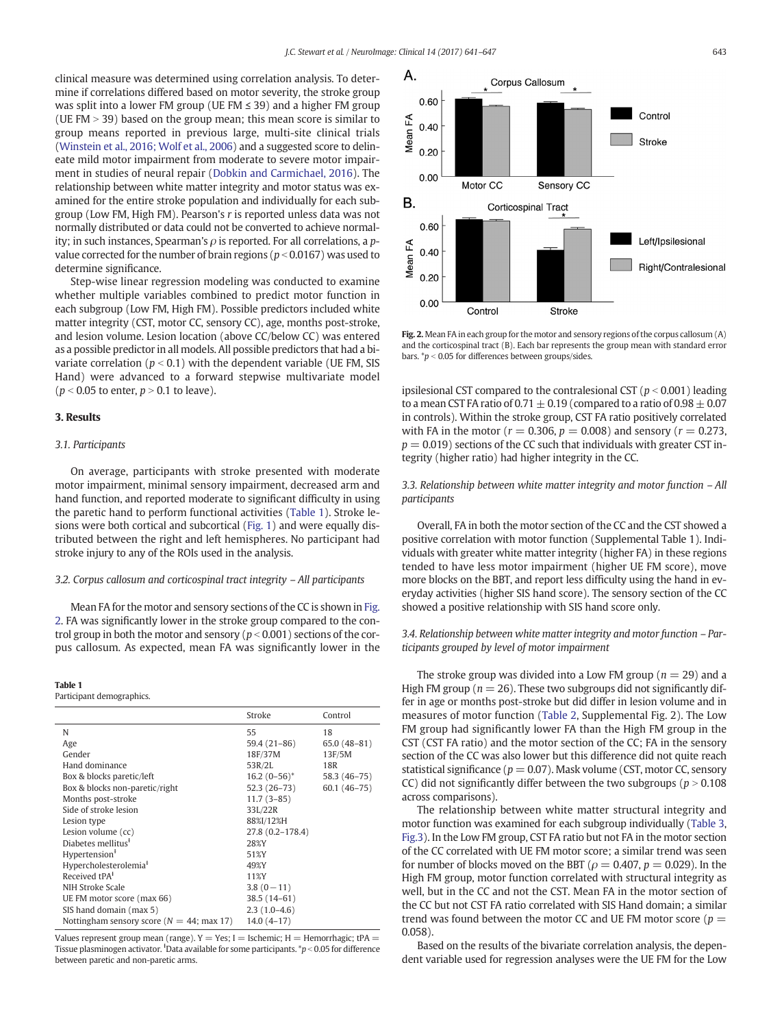clinical measure was determined using correlation analysis. To determine if correlations differed based on motor severity, the stroke group was split into a lower FM group (UE FM ≤ 39) and a higher FM group (UE FM > 39) based on the group mean; this mean score is similar to group means reported in previous large, multi-site clinical trials (Winstein et al., 2016; Wolf et al., 2006) and a suggested score to delineate mild motor impairment from moderate to severe motor impairment in studies of neural repair (Dobkin and Carmichael, 2016). The relationship between white matter integrity and motor status was examined for the entire stroke population and individually for each subgroup (Low FM, High FM). Pearson's $r$ is reported unless data was not normally distributed or data could not be converted to achieve normality; in such instances, Spearman's $\rho$ is reported. For all correlations, a $p$-value corrected for the number of brain regions ($p < 0.0167$) was used to determine significance.

Step-wise linear regression modeling was conducted to examine whether multiple variables combined to predict motor function in each subgroup (Low FM, High FM). Possible predictors included white matter integrity (CST, motor CC, sensory CC), age, months post-stroke, and lesion volume. Lesion location (above CC/below CC) was entered as a possible predictor in all models. All possible predictors that had a bivariate correlation ($p < 0.1$) with the dependent variable (UE FM, SIS Hand) were advanced to a forward stepwise multivariate model ($p < 0.05$ to enter, $p > 0.1$ to leave).

## 3. Results

### 3.1. Participants

On average, participants with stroke presented with moderate motor impairment, minimal sensory impairment, decreased arm and hand function, and reported moderate to significant difficulty in using the paretic hand to perform functional activities (Table 1). Stroke lesions were both cortical and subcortical (Fig. 1) and were equally distributed between the right and left hemispheres. No participant had stroke injury to any of the ROIs used in the analysis.

### 3.2. Corpus callosum and corticospinal tract integrity – All participants

Mean FA for the motor and sensory sections of the CC is shown in Fig. 2. FA was significantly lower in the stroke group compared to the control group in both the motor and sensory ($p < 0.001$) sections of the corpus callosum. As expected, mean FA was significantly lower in the ipsilesional CST compared to the contralesional CST ($p < 0.001$) leading to a mean CST FA ratio of $0.71 \pm 0.19$ (compared to a ratio of $0.98 \pm 0.07$ in controls). Within the stroke group, CST FA ratio positively correlated with FA in the motor ($r = 0.306$, $p = 0.008$) and sensory ($r = 0.273$, $p = 0.019$) sections of the CC such that individuals with greater CST integrity (higher ratio) had higher integrity in the CC.

**Table 1**
Participant demographics.

| | Stroke | Control |
|---|---|---|
| N | 55 | 18 |
| Age | 59.4 (21–86) | 65.0 (48–81) |
| Gender | 18F/37M | 13F/5M |
| Hand dominance | 53R/2L | 18R |
| Box & blocks paretic/left | 16.2 (0–56)* | 58.3 (46–75) |
| Box & blocks non-paretic/right | 52.3 (26–73) | 60.1 (46–75) |
| Months post-stroke | 11.7 (3–85) | |
| Side of stroke lesion | 33L/22R | |
| Lesion type | 88%I/12%H | |
| Lesion volume (cc) | 27.8 (0.2–178.4) | |
| Diabetes mellitus[ŧ] | 28%Y | |
| Hypertension[ŧ] | 51%Y | |
| Hypercholesterolemia[ŧ] | 49%Y | |
| Received tPA[ŧ] | 11%Y | |
| NIH Stroke Scale | 3.8 (0−11) | |
| UE FM motor score (max 66) | 38.5 (14–61) | |
| SIS hand domain (max 5) | 2.3 (1.0–4.6) | |
| Nottingham sensory score ($N = 44$; max 17) | 14.0 (4–17) | |

Values represent group mean (range). Y = Yes; I = Ischemic; H = Hemorrhagic; tPA = Tissue plasminogen activator. [ŧ]Data available for some participants. *$p < 0.05$ for difference between paretic and non-paretic arms.

**Fig. 2.** Mean FA in each group for the motor and sensory regions of the corpus callosum (A) and the corticospinal tract (B). Each bar represents the group mean with standard error bars. *$p < 0.05$ for differences between groups/sides.

### 3.3. Relationship between white matter integrity and motor function – All participants

Overall, FA in both the motor section of the CC and the CST showed a positive correlation with motor function (Supplemental Table 1). Individuals with greater white matter integrity (higher FA) in these regions tended to have less motor impairment (higher UE FM score), move more blocks on the BBT, and report less difficulty using the hand in everyday activities (higher SIS hand score). The sensory section of the CC showed a positive relationship with SIS hand score only.

### 3.4. Relationship between white matter integrity and motor function – Participants grouped by level of motor impairment

The stroke group was divided into a Low FM group ($n = 29$) and a High FM group ($n = 26$). These two subgroups did not significantly differ in age or months post-stroke but did differ in lesion volume and in measures of motor function (Table 2, Supplemental Fig. 2). The Low FM group had significantly lower FA than the High FM group in the CST (CST FA ratio) and the motor section of the CC; FA in the sensory section of the CC was also lower but this difference did not quite reach statistical significance ($p = 0.07$). Mask volume (CST, motor CC, sensory CC) did not significantly differ between the two subgroups ($p > 0.108$ across comparisons).

The relationship between white matter structural integrity and motor function was examined for each subgroup individually (Table 3, Fig.3). In the Low FM group, CST FA ratio but not FA in the motor section of the CC correlated with UE FM motor score; a similar trend was seen for number of blocks moved on the BBT ($\rho = 0.407$, $p = 0.029$). In the High FM group, motor function correlated with structural integrity as well, but in the CC and not the CST. Mean FA in the motor section of the CC but not CST FA ratio correlated with SIS Hand domain; a similar trend was found between the motor CC and UE FM motor score ($p = 0.058$).

Based on the results of the bivariate correlation analysis, the dependent variable used for regression analyses were the UE FM for the Low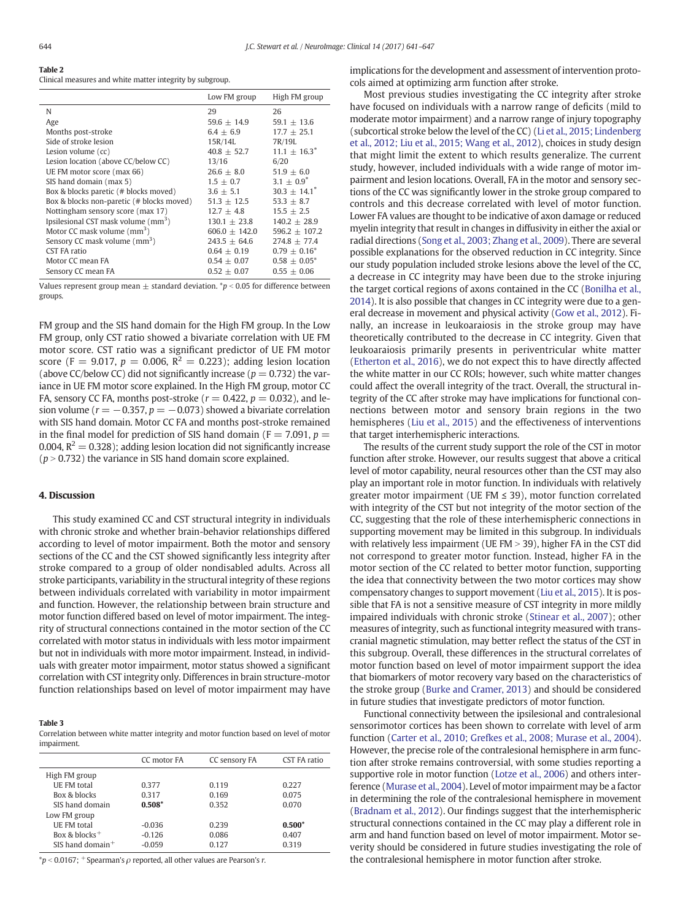**Table 2**
Clinical measures and white matter integrity by subgroup.

| | Low FM group | High FM group |
|---|---|---|
| N | 29 | 26 |
| Age | 59.6 ± 14.9 | 59.1 ± 13.6 |
| Months post-stroke | 6.4 ± 6.9 | 17.7 ± 25.1 |
| Side of stroke lesion | 15R/14L | 7R/19L |
| Lesion volume (cc) | 40.8 ± 52.7 | 11.1 ± 16.3* |
| Lesion location (above CC/below CC) | 13/16 | 6/20 |
| UE FM motor score (max 66) | 26.6 ± 8.0 | 51.9 ± 6.0 |
| SIS hand domain (max 5) | 1.5 ± 0.7 | 3.1 ± 0.9* |
| Box & blocks paretic (# blocks moved) | 3.6 ± 5.1 | 30.3 ± 14.1* |
| Box & blocks non-paretic (# blocks moved) | 51.3 ± 12.5 | 53.3 ± 8.7 |
| Nottingham sensory score (max 17) | 12.7 ± 4.8 | 15.5 ± 2.5 |
| Ipsilesional CST mask volume ($mm^3$) | 130.1 ± 23.8 | 140.2 ± 28.9 |
| Motor CC mask volume ($mm^3$) | 606.0 ± 142.0 | 596.2 ± 107.2 |
| Sensory CC mask volume ($mm^3$) | 243.5 ± 64.6 | 274.8 ± 77.4 |
| CST FA ratio | 0.64 ± 0.19 | 0.79 ± 0.16* |
| Motor CC mean FA | 0.54 ± 0.07 | 0.58 ± 0.05* |
| Sensory CC mean FA | 0.52 ± 0.07 | 0.55 ± 0.06 |

Values represent group mean ± standard deviation. *$p < 0.05$ for difference between groups.

FM group and the SIS hand domain for the High FM group. In the Low FM group, only CST ratio showed a bivariate correlation with UE FM motor score. CST ratio was a significant predictor of UE FM motor score ($F = 9.017$, $p = 0.006$, $R^2 = 0.223$); adding lesion location (above CC/below CC) did not significantly increase ($p = 0.732$) the variance in UE FM motor score explained. In the High FM group, motor CC FA, sensory CC FA, months post-stroke ($r = 0.422$, $p = 0.032$), and lesion volume ($r = -0.357$, $p = -0.073$) showed a bivariate correlation with SIS hand domain. Motor CC FA and months post-stroke remained in the final model for prediction of SIS hand domain ($F = 7.091$, $p = 0.004$, $R^2 = 0.328$); adding lesion location did not significantly increase ($p > 0.732$) the variance in SIS hand domain score explained.

## 4. Discussion

This study examined CC and CST structural integrity in individuals with chronic stroke and whether brain-behavior relationships differed according to level of motor impairment. Both the motor and sensory sections of the CC and the CST showed significantly less integrity after stroke compared to a group of older nondisabled adults. Across all stroke participants, variability in the structural integrity of these regions between individuals correlated with variability in motor impairment and function. However, the relationship between brain structure and motor function differed based on level of motor impairment. The integrity of structural connections contained in the motor section of the CC correlated with motor status in individuals with less motor impairment but not in individuals with more motor impairment. Instead, in individuals with greater motor impairment, motor status showed a significant correlation with CST integrity only. Differences in brain structure-motor function relationships based on level of motor impairment may have

**Table 3**
Correlation between white matter integrity and motor function based on level of motor impairment.

| | CC motor FA | CC sensory FA | CST FA ratio |
|---|---|---|---|
| High FM group | | | |
| UE FM total | 0.377 | 0.119 | 0.227 |
| Box & blocks | 0.317 | 0.169 | 0.075 |
| SIS hand domain | **0.508*** | 0.352 | 0.070 |
| Low FM group | | | |
| UE FM total | -0.036 | 0.239 | **0.500*** |
| Box & blocks+ | -0.126 | 0.086 | 0.407 |
| SIS hand domain+ | -0.059 | 0.127 | 0.319 |

*$p < 0.0167$; + Spearman's $\rho$ reported, all other values are Pearson's $r$.

implications for the development and assessment of intervention protocols aimed at optimizing arm function after stroke.

Most previous studies investigating the CC integrity after stroke have focused on individuals with a narrow range of deficits (mild to moderate motor impairment) and a narrow range of injury topography (subcortical stroke below the level of the CC) (Li et al., 2015; Lindenberg et al., 2012; Liu et al., 2015; Wang et al., 2012), choices in study design that might limit the extent to which results generalize. The current study, however, included individuals with a wide range of motor impairment and lesion locations. Overall, FA in the motor and sensory sections of the CC was significantly lower in the stroke group compared to controls and this decrease correlated with level of motor function. Lower FA values are thought to be indicative of axon damage or reduced myelin integrity that result in changes in diffusivity in either the axial or radial directions (Song et al., 2003; Zhang et al., 2009). There are several possible explanations for the observed reduction in CC integrity. Since our study population included stroke lesions above the level of the CC, a decrease in CC integrity may have been due to the stroke injuring the target cortical regions of axons contained in the CC (Bonilha et al., 2014). It is also possible that changes in CC integrity were due to a general decrease in movement and physical activity (Gow et al., 2012). Finally, an increase in leukoaraiosis in the stroke group may have theoretically contributed to the decrease in CC integrity. Given that leukoaraiosis primarily presents in periventricular white matter (Etherton et al., 2016), we do not expect this to have directly affected the white matter in our CC ROIs; however, such white matter changes could affect the overall integrity of the tract. Overall, the structural integrity of the CC after stroke may have implications for functional connections between motor and sensory brain regions in the two hemispheres (Liu et al., 2015) and the effectiveness of interventions that target interhemispheric interactions.

The results of the current study support the role of the CST in motor function after stroke. However, our results suggest that above a critical level of motor capability, neural resources other than the CST may also play an important role in motor function. In individuals with relatively greater motor impairment (UE FM ≤ 39), motor function correlated with integrity of the CST but not integrity of the motor section of the CC, suggesting that the role of these interhemispheric connections in supporting movement may be limited in this subgroup. In individuals with relatively less impairment (UE FM > 39), higher FA in the CST did not correspond to greater motor function. Instead, higher FA in the motor section of the CC related to better motor function, supporting the idea that connectivity between the two motor cortices may show compensatory changes to support movement (Liu et al., 2015). It is possible that FA is not a sensitive measure of CST integrity in more mildly impaired individuals with chronic stroke (Stinear et al., 2007); other measures of integrity, such as functional integrity measured with transcranial magnetic stimulation, may better reflect the status of the CST in this subgroup. Overall, these differences in the structural correlates of motor function based on level of motor impairment support the idea that biomarkers of motor recovery vary based on the characteristics of the stroke group (Burke and Cramer, 2013) and should be considered in future studies that investigate predictors of motor function.

Functional connectivity between the ipsilesional and contralesional sensorimotor cortices has been shown to correlate with level of arm function (Carter et al., 2010; Grefkes et al., 2008; Murase et al., 2004). However, the precise role of the contralesional hemisphere in arm function after stroke remains controversial, with some studies reporting a supportive role in motor function (Lotze et al., 2006) and others interference (Murase et al., 2004). Level of motor impairment may be a factor in determining the role of the contralesional hemisphere in movement (Bradnam et al., 2012). Our findings suggest that the interhemispheric structural connections contained in the CC may play a different role in arm and hand function based on level of motor impairment. Motor severity should be considered in future studies investigating the role of the contralesional hemisphere in motor function after stroke.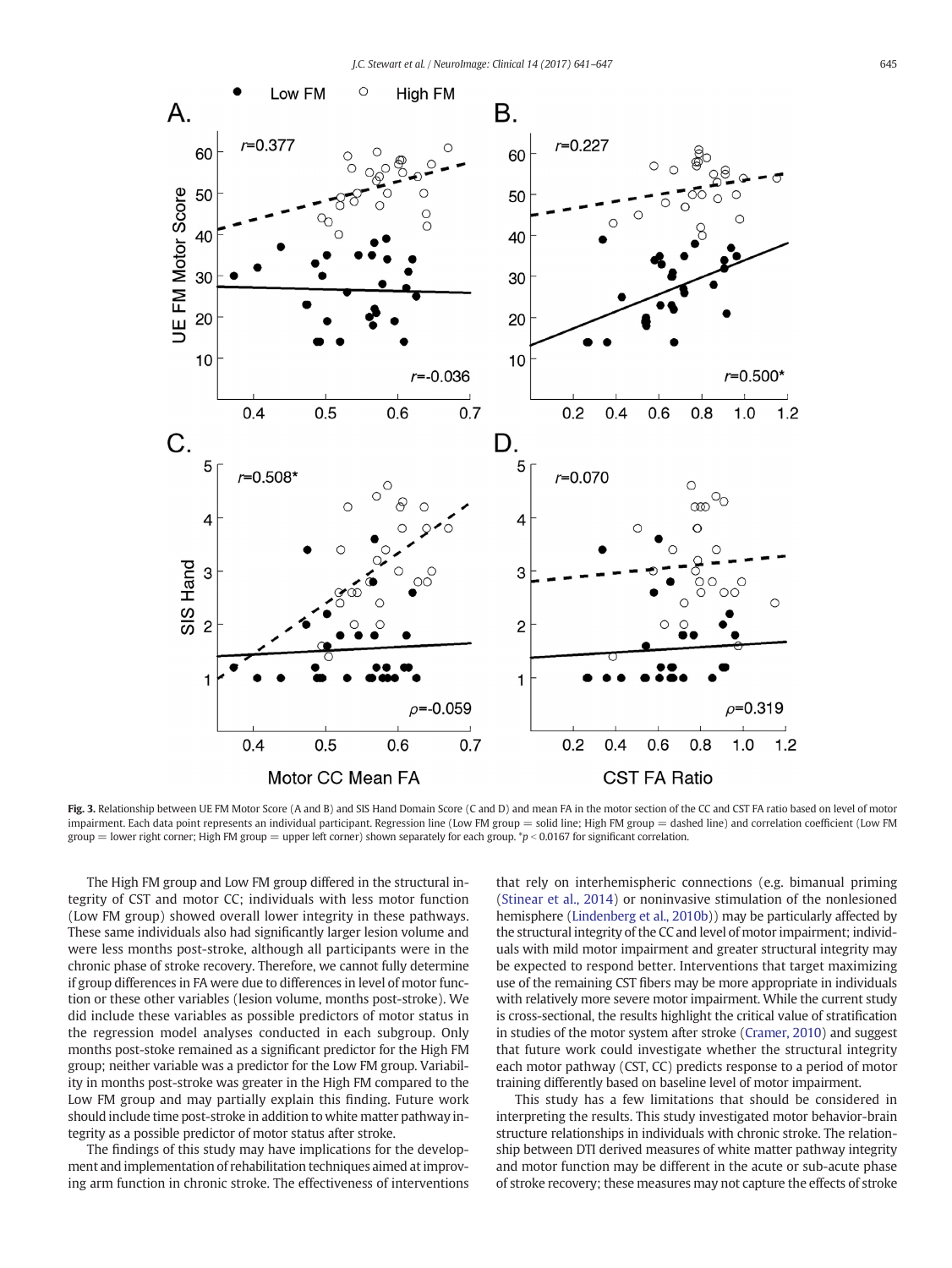Fig. 3. Relationship between UE FM Motor Score (A and B) and SIS Hand Domain Score (C and D) and mean FA in the motor section of the CC and CST FA ratio based on level of motor impairment. Each data point represents an individual participant. Regression line (Low FM group = solid line; High FM group = dashed line) and correlation coefficient (Low FM group = lower right corner; High FM group = upper left corner) shown separately for each group. *$p < 0.0167$ for significant correlation.

The High FM group and Low FM group differed in the structural integrity of CST and motor CC; individuals with less motor function (Low FM group) showed overall lower integrity in these pathways. These same individuals also had significantly larger lesion volume and were less months post-stroke, although all participants were in the chronic phase of stroke recovery. Therefore, we cannot fully determine if group differences in FA were due to differences in level of motor function or these other variables (lesion volume, months post-stroke). We did include these variables as possible predictors of motor status in the regression model analyses conducted in each subgroup. Only months post-stroke remained as a significant predictor for the High FM group; neither variable was a predictor for the Low FM group. Variability in months post-stroke was greater in the High FM compared to the Low FM group and may partially explain this finding. Future work should include time post-stroke in addition to white matter pathway integrity as a possible predictor of motor status after stroke.

The findings of this study may have implications for the development and implementation of rehabilitation techniques aimed at improving arm function in chronic stroke. The effectiveness of interventions that rely on interhemispheric connections (e.g. bimanual priming (Stinear et al., 2014) or noninvasive stimulation of the nonlesioned hemisphere (Lindenberg et al., 2010b)) may be particularly affected by the structural integrity of the CC and level of motor impairment; individuals with mild motor impairment and greater structural integrity may be expected to respond better. Interventions that target maximizing use of the remaining CST fibers may be more appropriate in individuals with relatively more severe motor impairment. While the current study is cross-sectional, the results highlight the critical value of stratification in studies of the motor system after stroke (Cramer, 2010) and suggest that future work could investigate whether the structural integrity each motor pathway (CST, CC) predicts response to a period of motor training differently based on baseline level of motor impairment.

This study has a few limitations that should be considered in interpreting the results. This study investigated motor behavior-brain structure relationships in individuals with chronic stroke. The relationship between DTI derived measures of white matter pathway integrity and motor function may be different in the acute or sub-acute phase of stroke recovery; these measures may not capture the effects of stroke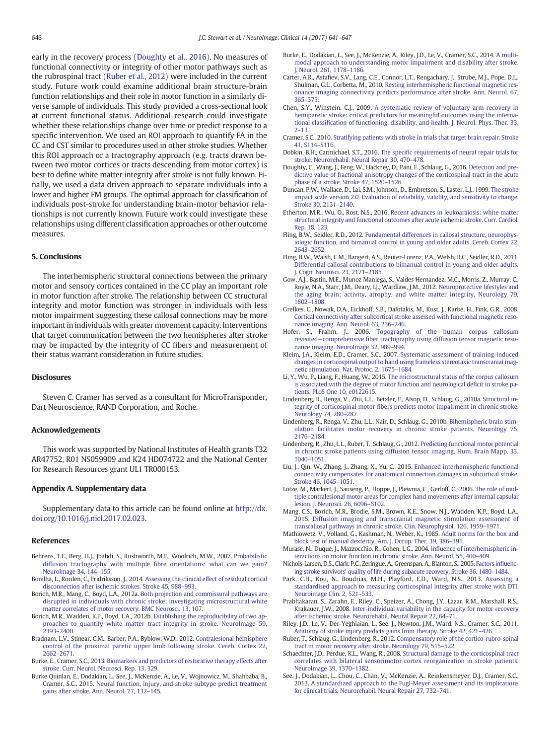early in the recovery process (Doughty et al., 2016). No measures of functional connectivity or integrity of other motor pathways such as the rubrospinal tract (Ruber et al., 2012) were included in the current study. Future work could examine additional brain structure-brain function relationships and their role in motor function in a similarly diverse sample of individuals. This study provided a cross-sectional look at current functional status. Additional research could investigate whether these relationships change over time or predict response to a specific intervention. We used an ROI approach to quantify FA in the CC and CST similar to procedures used in other stroke studies. Whether this ROI approach or a tractography approach (e.g. tracts drawn between two motor cortices or tracts descending from motor cortex) is best to define white matter integrity after stroke is not fully known. Finally, we used a data driven approach to separate individuals into a lower and higher FM groups. The optimal approach for classification of individuals post-stroke for understanding brain-motor behavior relationships is not currently known. Future work could investigate these relationships using different classification approaches or other outcome measures.

## 5. Conclusions

The interhemispheric structural connections between the primary motor and sensory cortices contained in the CC play an important role in motor function after stroke. The relationship between CC structural integrity and motor function was stronger in individuals with less motor impairment suggesting these callosal connections may be more important in individuals with greater movement capacity. Interventions that target communication between the two hemispheres after stroke may be impacted by the integrity of CC fibers and measurement of their status warrant consideration in future studies.

## Disclosures

Steven C. Cramer has served as a consultant for MicroTransponder, Dart Neuroscience, RAND Corporation, and Roche.

## Acknowledgements

This work was supported by National Institutes of Health grants T32 AR47752, R01 NS059909 and K24 HD074722 and the National Center for Research Resources grant UL1 TR000153.

## Appendix A. Supplementary data

Supplementary data to this article can be found online at http://dx.doi.org/10.1016/j.nicl.2017.02.023.

## References

Behrens, T.E., Berg, H.J., Jbabdi, S., Rushworth, M.F., Woolrich, M.W., 2007. Probabilistic diffusion tractography with multiple fibre orientations: what can we gain? NeuroImage 34, 144–155.

Bonilha, L., Rorden, C., Fridriksson, J., 2014. Assessing the clinical effect of residual cortical disconnection after ischemic strokes. Stroke 45, 988–993.

Borich, M.R., Mang, C., Boyd, L.A., 2012a. Both projection and commissural pathways are disrupted in individuals with chronic stroke: investigating microstructural white matter correlates of motor recovery. BMC Neurosci. 13, 107.

Borich, M.R., Wadden, K.P., Boyd, L.A., 2012b. Establishing the reproducibility of two approaches to quantify white matter tract integrity in stroke. NeuroImage 59, 2393–2400.

Bradnam, L.V., Stinear, C.M., Barber, P.A., Byblow, W.D., 2012. Contralesional hemisphere control of the proximal paretic upper limb following stroke. Cereb. Cortex 22, 2662–2671.

Burke, E., Cramer, S.C., 2013. Biomarkers and predictors of restorative therapy effects after stroke. Curr. Neurol. Neurosci. Rep. 13, 329.

Burke Quinlan, E., Dodakian, L., See, J., McKenzie, A., Le, V., Wojnowicz, M., Shahbaba, B., Cramer, S.C., 2015. Neural function, injury, and stroke subtype predict treatment gains after stroke. Ann. Neurol. 77, 132–145.

Burke, E., Dodakian, L., See, J., McKenzie, A., Riley, J.D., Le, V., Cramer, S.C., 2014. A multimodal approach to understanding motor impairment and disability after stroke. J. Neurol. 261, 1178–1186.

Carter, A.R., Astafiev, S.V., Lang, C.E., Connor, L.T., Rengachary, J., Strube, M.J., Pope, D.L., Shulman, G.L., Corbetta, M., 2010. Resting interhemispheric functional magnetic resonance imaging connectivity predicts performance after stroke. Ann. Neurol. 67, 365–375.

Chen, S.Y., Winstein, C.J., 2009. A systematic review of voluntary arm recovery in hemiparetic stroke: critical predictors for meaningful outcomes using the international classification of functioning, disability, and health. J. Neurol. Phys. Ther. 33, 2–13.

Cramer, S.C., 2010. Stratifying patients with stroke in trials that target brain repair. Stroke 41, S114–S116.

Dobkin, B.H., Carmichael, S.T., 2016. The specific requirements of neural repair trials for stroke. Neurorehabil. Neural Repair 30, 470–478.

Doughty, C., Wang, J., Feng, W., Hackney, D., Pani, E., Schlaug, G., 2016. Detection and predictive value of fractional anisotropy changes of the corticospinal tract in the acute phase of a stroke. Stroke 47, 1520–1526.

Duncan, P.W., Wallace, D., Lai, S.M., Johnson, D., Embretson, S., Laster, L.J., 1999. The stroke impact scale version 2.0. Evaluation of reliability, validity, and sensitivity to change. Stroke 30, 2131–2140.

Etherton, M.R., Wu, O., Rost, N.S., 2016. Recent advances in leukoaraiosis: white matter structural integrity and functional outcomes after acute ischemic stroke. Curr. Cardiol. Rep. 18, 123.

Fling, B.W., Seidler, R.D., 2012. Fundamental differences in callosal structure, neurophysiologic function, and bimanual control in young and older adults. Cereb. Cortex 22, 2643–2652.

Fling, B.W., Walsh, C.M., Bangert, A.S., Reuter-Lorenz, P.A., Welsh, R.C., Seidler, R.D., 2011. Differential callosal contributions to bimanual control in young and older adults. J. Cogn. Neurosci. 23, 2171–2185.

Gow, A.J., Bastin, M.E., Munoz Maniega, S., Valdes Hernandez, M.C., Morris, Z., Murray, C., Royle, N.A., Starr, J.M., Deary, I.J., Wardlaw, J.M., 2012. Neuroprotective lifestyles and the aging brain: activity, atrophy, and white matter integrity. Neurology 79, 1802–1808.

Grefkes, C., Nowak, D.A., Eickhoff, S.B., Dafotakis, M., Kust, J., Karbe, H., Fink, G.R., 2008. Cortical connectivity after subcortical stroke assessed with functional magnetic resonance imaging. Ann. Neurol. 63, 236–246.

Hofer, S., Frahm, J., 2006. Topography of the human corpus callosum revisited—comprehensive fiber tractography using diffusion tensor magnetic resonance imaging. NeuroImage 32, 989–994.

Kleim, J.A., Kleim, E.D., Cramer, S.C., 2007. Systematic assessment of training-induced changes in corticospinal output to hand using frameless stereotaxic transcranial magnetic stimulation. Nat. Protoc. 2, 1675–1684.

Li, Y., Wu, P., Liang, F., Huang, W., 2015. The microstructural status of the corpus callosum is associated with the degree of motor function and neurological deficit in stroke patients. PLoS One 10, e0122615.

Lindenberg, R., Renga, V., Zhu, L.L., Betzler, F., Alsop, D., Schlaug, G., 2010a. Structural integrity of corticospinal motor fibers predicts motor impairment in chronic stroke. Neurology 74, 280–287.

Lindenberg, R., Renga, V., Zhu, L.L., Nair, D., Schlaug, G., 2010b. Bihemispheric brain stimulation facilitates motor recovery in chronic stroke patients. Neurology 75, 2176–2184.

Lindenberg, R., Zhu, L.L., Ruber, T., Schlaug, G., 2012. Predicting functional motor potential in chronic stroke patients using diffusion tensor imaging. Hum. Brain Mapp. 33, 1040–1051.

Liu, J., Qin, W., Zhang, J., Zhang, X., Yu, C., 2015. Enhanced interhemispheric functional connectivity compensates for anatomical connection damages in subcortical stroke. Stroke 46, 1045–1051.

Lotze, M., Markert, J., Sauseng, P., Hoppe, J., Plewnia, C., Gerloff, C., 2006. The role of multiple contralesional motor areas for complex hand movements after internal capsular lesion. J. Neurosci. 26, 6096–6102.

Mang, C.S., Borich, M.R., Brodie, S.M., Brown, K.E., Snow, N.J., Wadden, K.P., Boyd, L.A., 2015. Diffusion imaging and transcranial magnetic stimulation assessment of transcallosal pathways in chronic stroke. Clin. Neurophysiol. 126, 1959–1971.

Mathiowetz, V., Volland, G., Kashman, N., Weber, K., 1985. Adult norms for the box and block test of manual dexterity. Am. J. Occup. Ther. 39, 386–391.

Murase, N., Duque, J., Mazzocchio, R., Cohen, L.G., 2004. Influence of interhemispheric interactions on motor function in chronic stroke. Ann. Neurol. 55, 400–409.

Nichols-Larsen, D.S., Clark, P.C., Zeringue, A., Greenspan, A., Blanton, S., 2005. Factors influencing stroke survivors' quality of life during subacute recovery. Stroke 36, 1480–1484.

Park, C.H., Kou, N., Boudrias, M.H., Playford, E.D., Ward, N.S., 2013. Assessing a standardised approach to measuring corticospinal integrity after stroke with DTI. Neuroimage Clin. 2, 521–533.

Prabhakaran, S., Zarahn, E., Riley, C., Speizer, A., Chong, J.Y., Lazar, R.M., Marshall, R.S., Krakauer, J.W., 2008. Inter-individual variability in the capacity for motor recovery after ischemic stroke. Neurorehabil. Neural Repair 22, 64–71.

Riley, J.D., Le, V., Der-Yeghiaian, L., See, J., Newton, J.M., Ward, N.S., Cramer, S.C., 2011. Anatomy of stroke injury predicts gains from therapy. Stroke 42, 421–426.

Ruber, T., Schlaug, G., Lindenberg, R., 2012. Compensatory role of the cortico-rubro-spinal tract in motor recovery after stroke. Neurology 79, 515–522.

Schaechter, J.D., Perdue, K.L., Wang, R., 2008. Structural damage to the corticospinal tract correlates with bilateral sensorimotor cortex reorganization in stroke patients. NeuroImage 39, 1370–1382.

See, J., Dodakian, L., Chou, C., Chan, V., McKenzie, A., Reinkensmeyer, D.J., Cramer, S.C., 2013. A standardized approach to the Fugl-Meyer assessment and its implications for clinical trials. Neurorehabil. Neural Repair 27, 732–741.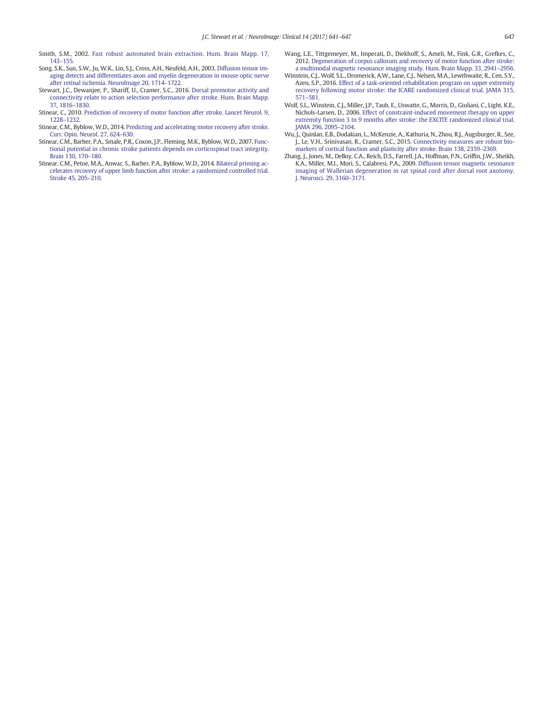Smith, S.M., 2002. Fast robust automated brain extraction. Hum. Brain Mapp. 17, 143–155.

Song, S.K., Sun, S.W., Ju, W.K., Lin, S.J., Cross, A.H., Neufeld, A.H., 2003. Diffusion tensor imaging detects and differentiates axon and myelin degeneration in mouse optic nerve after retinal ischemia. NeuroImage 20, 1714–1722.

Stewart, J.C., Dewanjee, P., Shariff, U., Cramer, S.C., 2016. Dorsal premotor activity and connectivity relate to action selection performance after stroke. Hum. Brain Mapp. 37, 1816–1830.

Stinear, C., 2010. Prediction of recovery of motor function after stroke. Lancet Neurol. 9, 1228–1232.

Stinear, C.M., Byblow, W.D., 2014. Predicting and accelerating motor recovery after stroke. Curr. Opin. Neurol. 27, 624–630.

Stinear, C.M., Barber, P.A., Smale, P.R., Coxon, J.P., Fleming, M.K., Byblow, W.D., 2007. Functional potential in chronic stroke patients depends on corticospinal tract integrity. Brain 130, 170–180.

Stinear, C.M., Petoe, M.A., Anwar, S., Barber, P.A., Byblow, W.D., 2014. Bilateral priming accelerates recovery of upper limb function after stroke: a randomized controlled trial. Stroke 45, 205–210.

Wang, L.E., Tittgemeyer, M., Imperati, D., Diekhoff, S., Ameli, M., Fink, G.R., Grefkes, C., 2012. Degeneration of corpus callosum and recovery of motor function after stroke: a multimodal magnetic resonance imaging study. Hum. Brain Mapp. 33, 2941–2956.

Winstein, C.J., Wolf, S.L., Dromerick, A.W., Lane, C.J., Nelsen, M.A., Lewthwaite, R., Cen, S.Y., Azen, S.P., 2016. Effect of a task-oriented rehabilitation program on upper extremity recovery following motor stroke: the ICARE randomized clinical trial. JAMA 315, 571–581.

Wolf, S.L., Winstein, C.J., Miller, J.P., Taub, E., Uswatte, G., Morris, D., Giuliani, C., Light, K.E., Nichols-Larsen, D., 2006. Effect of constraint-induced movement therapy on upper extremity function 3 to 9 months after stroke: the EXCITE randomized clinical trial. JAMA 296, 2095–2104.

Wu, J., Quinlan, E.B., Dodakian, L., McKenzie, A., Kathuria, N., Zhou, R.J., Augsburger, R., See, J., Le, V.H., Srinivasan, R., Cramer, S.C., 2015. Connectivity measures are robust biomarkers of cortical function and plasticity after stroke. Brain 138, 2359–2369.

Zhang, J., Jones, M., DeBoy, C.A., Reich, D.S., Farrell, J.A., Hoffman, P.N., Griffin, J.W., Sheikh, K.A., Miller, M.I., Mori, S., Calabresi, P.A., 2009. Diffusion tensor magnetic resonance imaging of Wallerian degeneration in rat spinal cord after dorsal root axotomy. J. Neurosci. 29, 3160–3171.